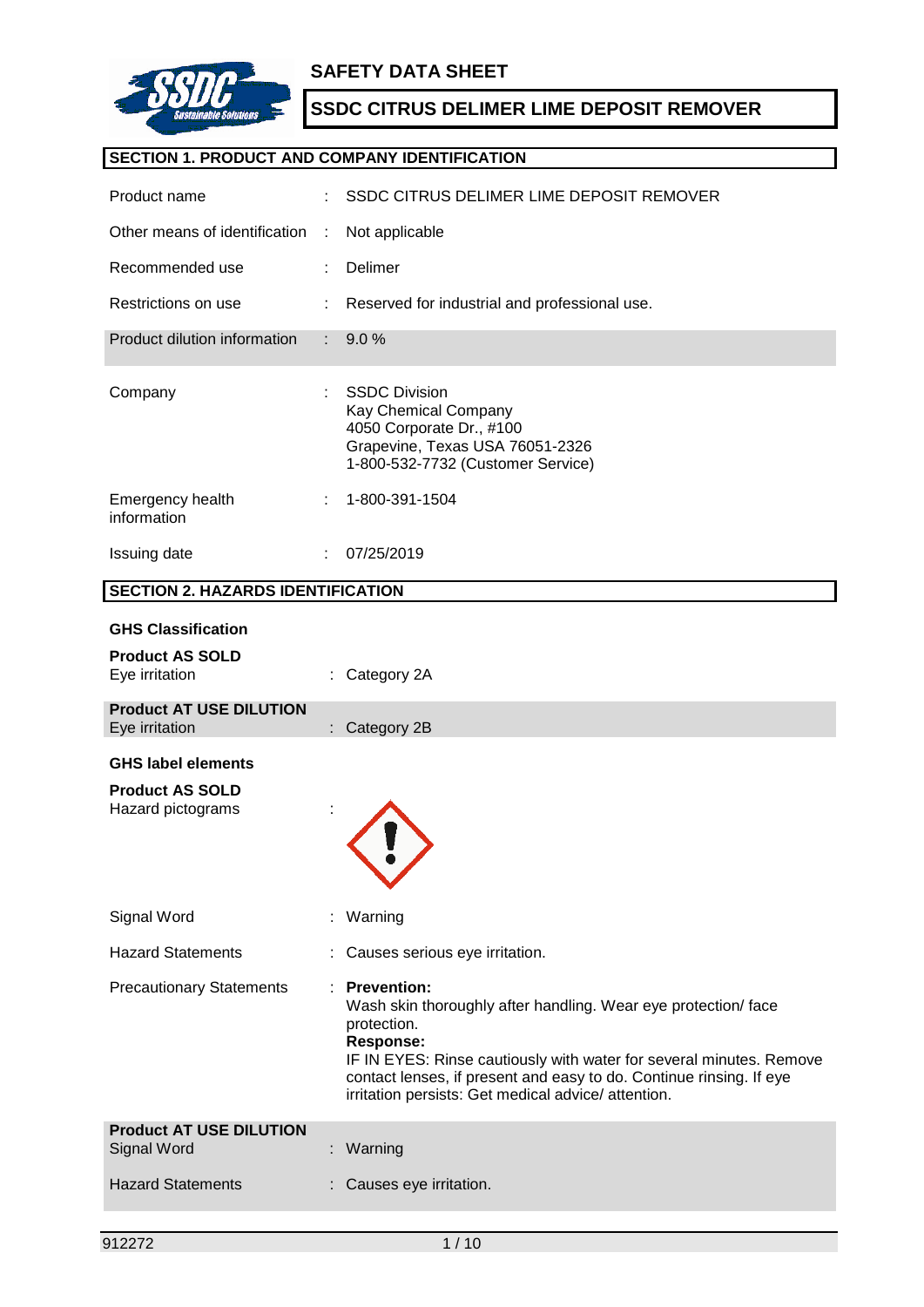# SAFETY DATA SHEET

## SSDC CITRUS DELIMER LIME DEPOSIT REMOVER

### SECTION 1. PRODUCT AND COMPANY IDENTIFICATION

| | | |
|---|---|---|
| Product name | : | SSDC CITRUS DELIMER LIME DEPOSIT REMOVER |
| Other means of identification | : | Not applicable |
| Recommended use | : | Delimer |
| Restrictions on use | : | Reserved for industrial and professional use. |
| Product dilution information | : | 9.0 % |
| Company | : | SSDC Division<br>Kay Chemical Company<br>4050 Corporate Dr., #100<br>Grapevine, Texas USA 76051-2326<br>1-800-532-7732 (Customer Service) |
| Emergency health information | : | 1-800-391-1504 |
| Issuing date | : | 07/25/2019 |

### SECTION 2. HAZARDS IDENTIFICATION

**GHS Classification**

**Product AS SOLD**

| | | |
|---|---|---|
| Eye irritation | : | Category 2A |

**Product AT USE DILUTION**

| | | |
|---|---|---|
| Eye irritation | : | Category 2B |

**GHS label elements**

**Product AS SOLD**

Hazard pictograms :

| | | |
|---|---|---|
| Signal Word | : | Warning |
| Hazard Statements | : | Causes serious eye irritation. |
| Precautionary Statements | : | **Prevention:**<br>Wash skin thoroughly after handling. Wear eye protection/ face protection.<br>**Response:**<br>IF IN EYES: Rinse cautiously with water for several minutes. Remove contact lenses, if present and easy to do. Continue rinsing. If eye irritation persists: Get medical advice/ attention. |

**Product AT USE DILUTION**

| | | |
|---|---|---|
| Signal Word | : | Warning |
| Hazard Statements | : | Causes eye irritation. |

912272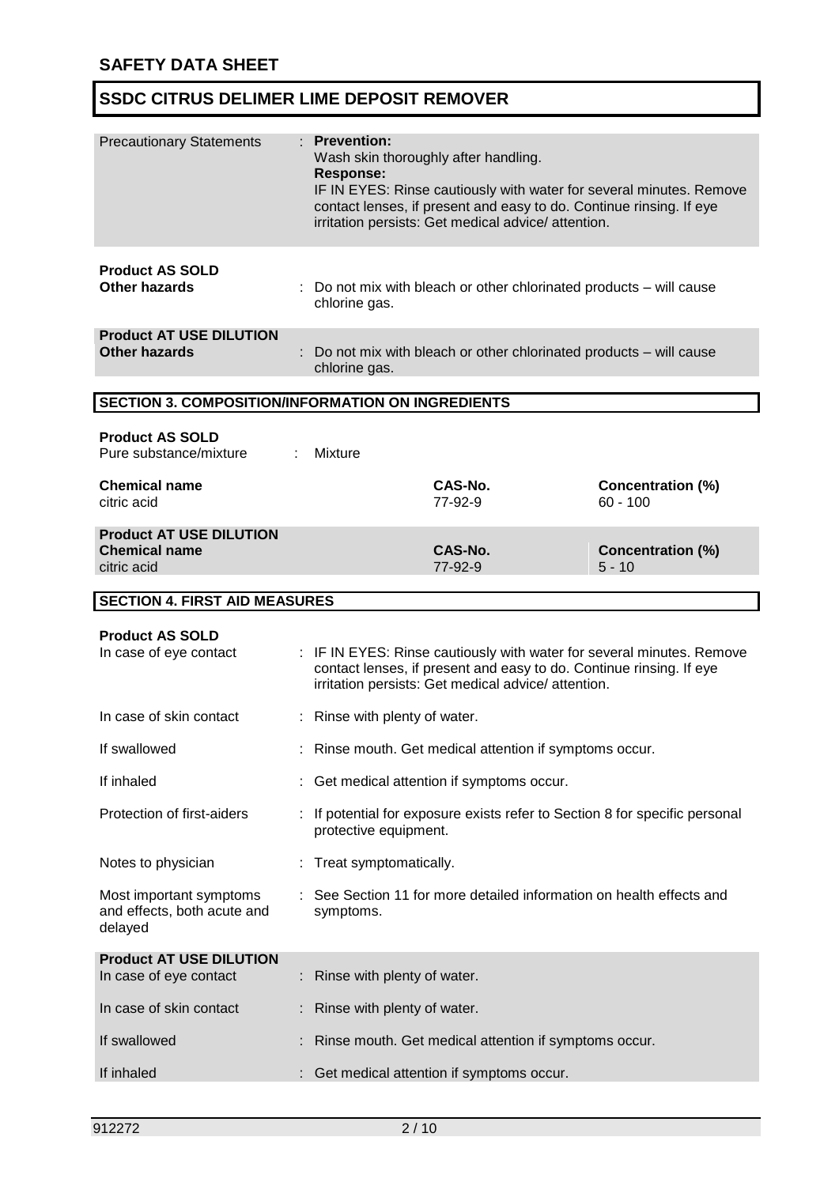| | |
|---|---|
| Precautionary Statements | : **Prevention:**<br>Wash skin thoroughly after handling.<br>**Response:**<br>IF IN EYES: Rinse cautiously with water for several minutes. Remove contact lenses, if present and easy to do. Continue rinsing. If eye irritation persists: Get medical advice/ attention. |

**Product AS SOLD**

| | |
|---|---|
| **Other hazards** | : Do not mix with bleach or other chlorinated products – will cause chlorine gas. |

**Product AT USE DILUTION**

| | |
|---|---|
| **Other hazards** | : Do not mix with bleach or other chlorinated products – will cause chlorine gas. |

## SECTION 3. COMPOSITION/INFORMATION ON INGREDIENTS

**Product AS SOLD**

Pure substance/mixture : Mixture

| Chemical name | CAS-No. | Concentration (%) |
|---|---|---|
| citric acid | 77-92-9 | 60 - 100 |

**Product AT USE DILUTION**

| Chemical name | CAS-No. | Concentration (%) |
|---|---|---|
| citric acid | 77-92-9 | 5 - 10 |

## SECTION 4. FIRST AID MEASURES

**Product AS SOLD**

| | |
|---|---|
| In case of eye contact | : IF IN EYES: Rinse cautiously with water for several minutes. Remove contact lenses, if present and easy to do. Continue rinsing. If eye irritation persists: Get medical advice/ attention. |
| In case of skin contact | : Rinse with plenty of water. |
| If swallowed | : Rinse mouth. Get medical attention if symptoms occur. |
| If inhaled | : Get medical attention if symptoms occur. |
| Protection of first-aiders | : If potential for exposure exists refer to Section 8 for specific personal protective equipment. |
| Notes to physician | : Treat symptomatically. |
| Most important symptoms and effects, both acute and delayed | : See Section 11 for more detailed information on health effects and symptoms. |

**Product AT USE DILUTION**

| | |
|---|---|
| In case of eye contact | : Rinse with plenty of water. |
| In case of skin contact | : Rinse with plenty of water. |
| If swallowed | : Rinse mouth. Get medical attention if symptoms occur. |
| If inhaled | : Get medical attention if symptoms occur. |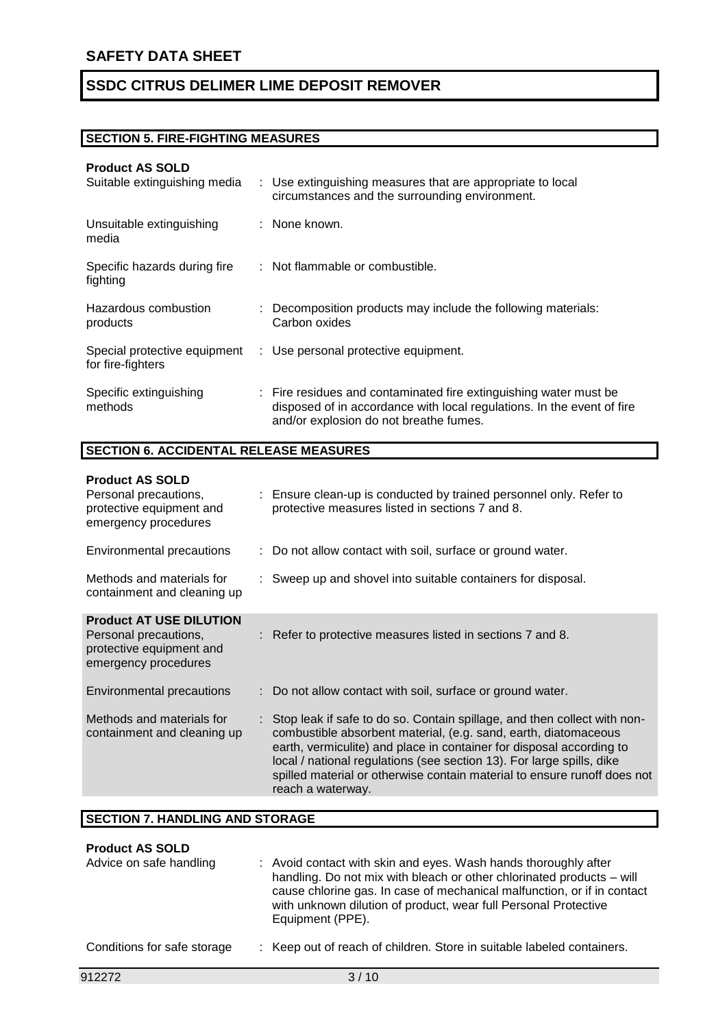## SECTION 5. FIRE-FIGHTING MEASURES

**Product AS SOLD**

| | |
|---|---|
| Suitable extinguishing media | : Use extinguishing measures that are appropriate to local circumstances and the surrounding environment. |
| Unsuitable extinguishing media | : None known. |
| Specific hazards during fire fighting | : Not flammable or combustible. |
| Hazardous combustion products | : Decomposition products may include the following materials: Carbon oxides |
| Special protective equipment for fire-fighters | : Use personal protective equipment. |
| Specific extinguishing methods | : Fire residues and contaminated fire extinguishing water must be disposed of in accordance with local regulations. In the event of fire and/or explosion do not breathe fumes. |

## SECTION 6. ACCIDENTAL RELEASE MEASURES

**Product AS SOLD**

| | |
|---|---|
| Personal precautions, protective equipment and emergency procedures | : Ensure clean-up is conducted by trained personnel only. Refer to protective measures listed in sections 7 and 8. |
| Environmental precautions | : Do not allow contact with soil, surface or ground water. |
| Methods and materials for containment and cleaning up | : Sweep up and shovel into suitable containers for disposal. |

**Product AT USE DILUTION**

| | |
|---|---|
| Personal precautions, protective equipment and emergency procedures | : Refer to protective measures listed in sections 7 and 8. |
| Environmental precautions | : Do not allow contact with soil, surface or ground water. |
| Methods and materials for containment and cleaning up | : Stop leak if safe to do so. Contain spillage, and then collect with non-combustible absorbent material, (e.g. sand, earth, diatomaceous earth, vermiculite) and place in container for disposal according to local / national regulations (see section 13). For large spills, dike spilled material or otherwise contain material to ensure runoff does not reach a waterway. |

## SECTION 7. HANDLING AND STORAGE

**Product AS SOLD**

| | |
|---|---|
| Advice on safe handling | : Avoid contact with skin and eyes. Wash hands thoroughly after handling. Do not mix with bleach or other chlorinated products – will cause chlorine gas. In case of mechanical malfunction, or if in contact with unknown dilution of product, wear full Personal Protective Equipment (PPE). |
| Conditions for safe storage | : Keep out of reach of children. Store in suitable labeled containers. |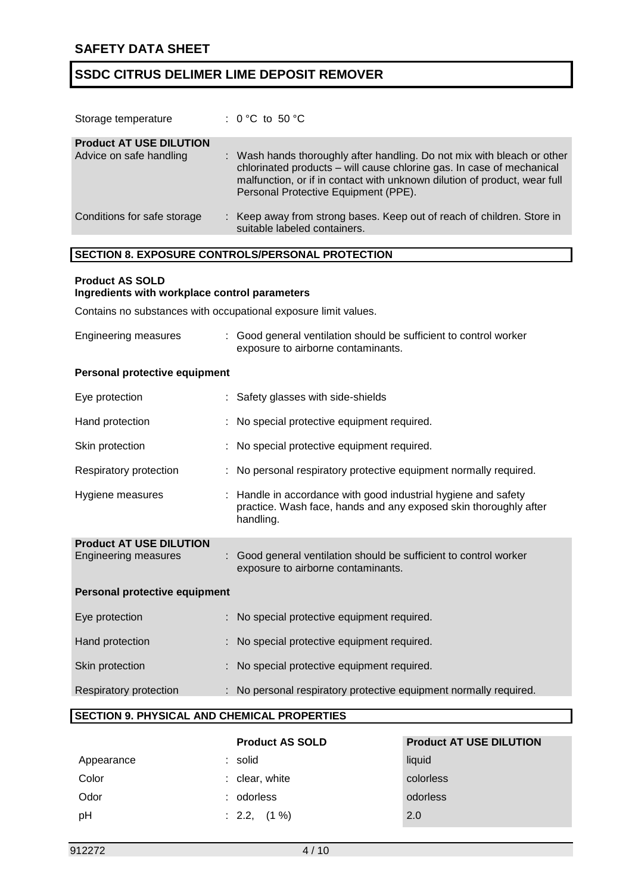| | |
|---|---|
| Storage temperature | : 0 °C to 50 °C |

**Product AT USE DILUTION**

| | |
|---|---|
| Advice on safe handling | : Wash hands thoroughly after handling. Do not mix with bleach or other chlorinated products – will cause chlorine gas. In case of mechanical malfunction, or if in contact with unknown dilution of product, wear full Personal Protective Equipment (PPE). |
| Conditions for safe storage | : Keep away from strong bases. Keep out of reach of children. Store in suitable labeled containers. |

## SECTION 8. EXPOSURE CONTROLS/PERSONAL PROTECTION

**Product AS SOLD**
**Ingredients with workplace control parameters**

Contains no substances with occupational exposure limit values.

| | |
|---|---|
| Engineering measures | : Good general ventilation should be sufficient to control worker exposure to airborne contaminants. |

**Personal protective equipment**

| | |
|---|---|
| Eye protection | : Safety glasses with side-shields |
| Hand protection | : No special protective equipment required. |
| Skin protection | : No special protective equipment required. |
| Respiratory protection | : No personal respiratory protective equipment normally required. |
| Hygiene measures | : Handle in accordance with good industrial hygiene and safety practice. Wash face, hands and any exposed skin thoroughly after handling. |

**Product AT USE DILUTION**

| | |
|---|---|
| Engineering measures | : Good general ventilation should be sufficient to control worker exposure to airborne contaminants. |

**Personal protective equipment**

| | |
|---|---|
| Eye protection | : No special protective equipment required. |
| Hand protection | : No special protective equipment required. |
| Skin protection | : No special protective equipment required. |
| Respiratory protection | : No personal respiratory protective equipment normally required. |

## SECTION 9. PHYSICAL AND CHEMICAL PROPERTIES

| | Product AS SOLD | Product AT USE DILUTION |
|---|---|---|
| Appearance | : solid | liquid |
| Color | : clear, white | colorless |
| Odor | : odorless | odorless |
| pH | : 2.2, (1 %) | 2.0 |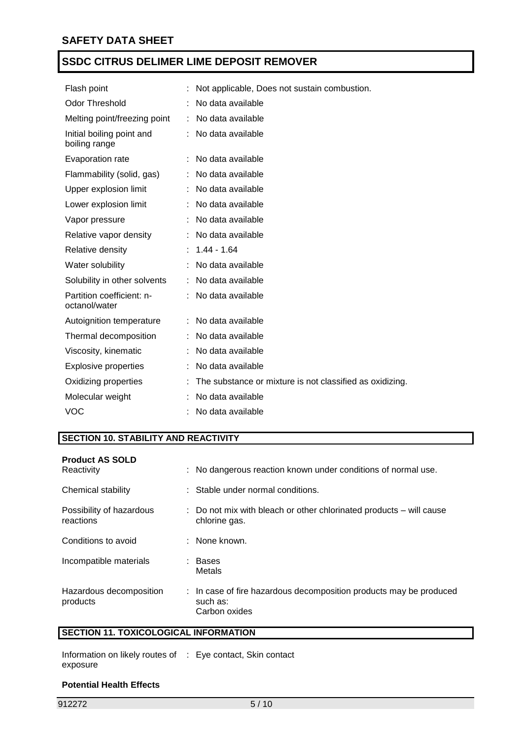| | | |
|---|---|---|
| Flash point | : | Not applicable, Does not sustain combustion. |
| Odor Threshold | : | No data available |
| Melting point/freezing point | : | No data available |
| Initial boiling point and boiling range | : | No data available |
| Evaporation rate | : | No data available |
| Flammability (solid, gas) | : | No data available |
| Upper explosion limit | : | No data available |
| Lower explosion limit | : | No data available |
| Vapor pressure | : | No data available |
| Relative vapor density | : | No data available |
| Relative density | : | 1.44 - 1.64 |
| Water solubility | : | No data available |
| Solubility in other solvents | : | No data available |
| Partition coefficient: n-octanol/water | : | No data available |
| Autoignition temperature | : | No data available |
| Thermal decomposition | : | No data available |
| Viscosity, kinematic | : | No data available |
| Explosive properties | : | No data available |
| Oxidizing properties | : | The substance or mixture is not classified as oxidizing. |
| Molecular weight | : | No data available |
| VOC | : | No data available |

## SECTION 10. STABILITY AND REACTIVITY

**Product AS SOLD**

| | | |
|---|---|---|
| Reactivity | : | No dangerous reaction known under conditions of normal use. |
| Chemical stability | : | Stable under normal conditions. |
| Possibility of hazardous reactions | : | Do not mix with bleach or other chlorinated products – will cause chlorine gas. |
| Conditions to avoid | : | None known. |
| Incompatible materials | : | Bases<br>Metals |
| Hazardous decomposition products | : | In case of fire hazardous decomposition products may be produced such as:<br>Carbon oxides |

## SECTION 11. TOXICOLOGICAL INFORMATION

| | | |
|---|---|---|
| Information on likely routes of exposure | : | Eye contact, Skin contact |

**Potential Health Effects**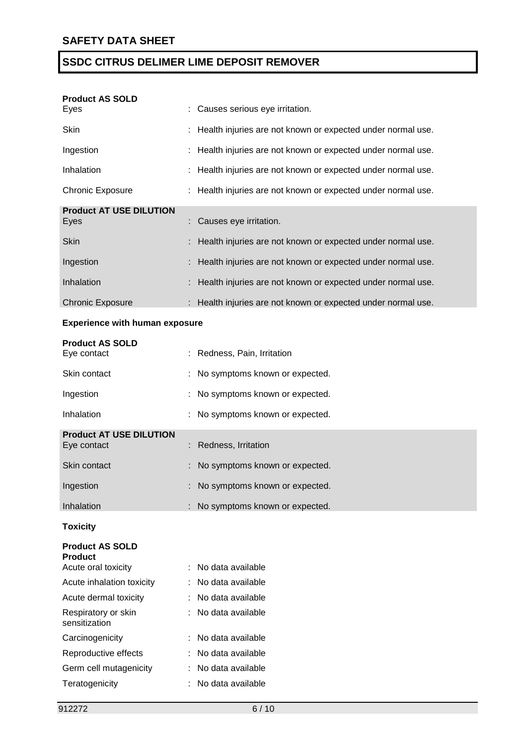**Product AS SOLD**

| | |
|---|---|
| Eyes | : Causes serious eye irritation. |
| Skin | : Health injuries are not known or expected under normal use. |
| Ingestion | : Health injuries are not known or expected under normal use. |
| Inhalation | : Health injuries are not known or expected under normal use. |
| Chronic Exposure | : Health injuries are not known or expected under normal use. |

**Product AT USE DILUTION**

| | |
|---|---|
| Eyes | : Causes eye irritation. |
| Skin | : Health injuries are not known or expected under normal use. |
| Ingestion | : Health injuries are not known or expected under normal use. |
| Inhalation | : Health injuries are not known or expected under normal use. |
| Chronic Exposure | : Health injuries are not known or expected under normal use. |

**Experience with human exposure**

**Product AS SOLD**

| | |
|---|---|
| Eye contact | : Redness, Pain, Irritation |
| Skin contact | : No symptoms known or expected. |
| Ingestion | : No symptoms known or expected. |
| Inhalation | : No symptoms known or expected. |

**Product AT USE DILUTION**

| | |
|---|---|
| Eye contact | : Redness, Irritation |
| Skin contact | : No symptoms known or expected. |
| Ingestion | : No symptoms known or expected. |
| Inhalation | : No symptoms known or expected. |

**Toxicity**

**Product AS SOLD**

**Product**

| | |
|---|---|
| Acute oral toxicity | : No data available |
| Acute inhalation toxicity | : No data available |
| Acute dermal toxicity | : No data available |
| Respiratory or skin sensitization | : No data available |
| Carcinogenicity | : No data available |
| Reproductive effects | : No data available |
| Germ cell mutagenicity | : No data available |
| Teratogenicity | : No data available |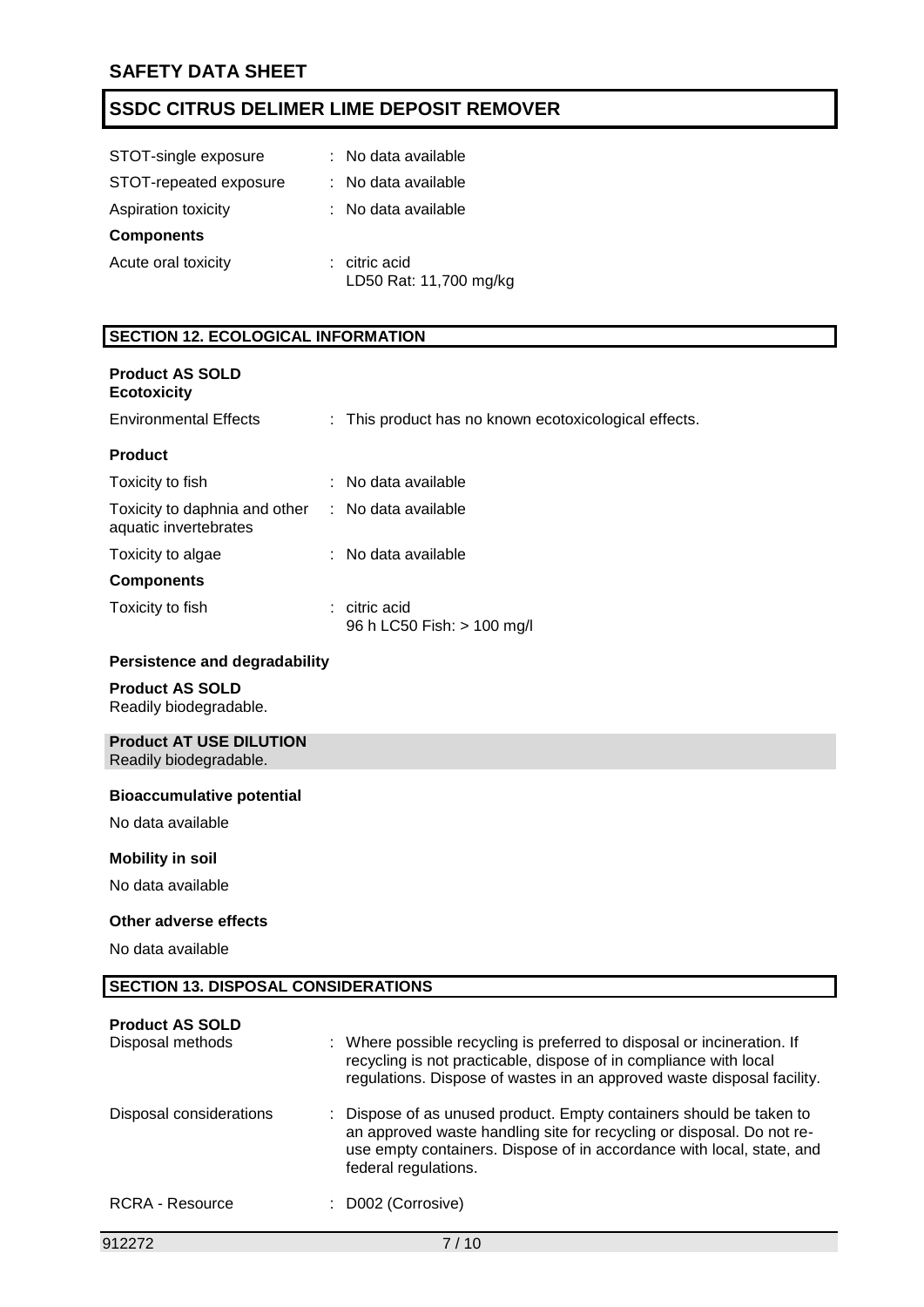| | |
|---|---|
| STOT-single exposure | : No data available |
| STOT-repeated exposure | : No data available |
| Aspiration toxicity | : No data available |

**Components**

| | |
|---|---|
| Acute oral toxicity | : citric acid<br>LD50 Rat: 11,700 mg/kg |

## SECTION 12. ECOLOGICAL INFORMATION

**Product AS SOLD**
**Ecotoxicity**

| | |
|---|---|
| Environmental Effects | : This product has no known ecotoxicological effects. |

**Product**

| | |
|---|---|
| Toxicity to fish | : No data available |
| Toxicity to daphnia and other aquatic invertebrates | : No data available |
| Toxicity to algae | : No data available |

**Components**

| | |
|---|---|
| Toxicity to fish | : citric acid<br>96 h LC50 Fish: > 100 mg/l |

**Persistence and degradability**

**Product AS SOLD**
Readily biodegradable.

**Product AT USE DILUTION**
Readily biodegradable.

**Bioaccumulative potential**

No data available

**Mobility in soil**

No data available

**Other adverse effects**

No data available

## SECTION 13. DISPOSAL CONSIDERATIONS

**Product AS SOLD**

| | |
|---|---|
| Disposal methods | : Where possible recycling is preferred to disposal or incineration. If recycling is not practicable, dispose of in compliance with local regulations. Dispose of wastes in an approved waste disposal facility. |
| Disposal considerations | : Dispose of as unused product. Empty containers should be taken to an approved waste handling site for recycling or disposal. Do not re-use empty containers. Dispose of in accordance with local, state, and federal regulations. |
| RCRA - Resource | : D002 (Corrosive) |

912272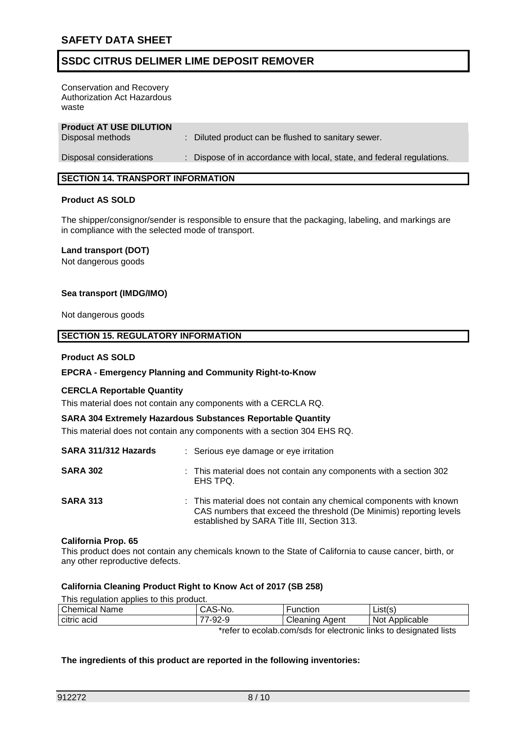Conservation and Recovery Authorization Act Hazardous waste

**Product AT USE DILUTION**

Disposal methods : Diluted product can be flushed to sanitary sewer.

Disposal considerations : Dispose of in accordance with local, state, and federal regulations.

## SECTION 14. TRANSPORT INFORMATION

**Product AS SOLD**

The shipper/consignor/sender is responsible to ensure that the packaging, labeling, and markings are in compliance with the selected mode of transport.

**Land transport (DOT)**

Not dangerous goods

**Sea transport (IMDG/IMO)**

Not dangerous goods

## SECTION 15. REGULATORY INFORMATION

**Product AS SOLD**

**EPCRA - Emergency Planning and Community Right-to-Know**

**CERCLA Reportable Quantity**

This material does not contain any components with a CERCLA RQ.

**SARA 304 Extremely Hazardous Substances Reportable Quantity**

This material does not contain any components with a section 304 EHS RQ.

**SARA 311/312 Hazards** : Serious eye damage or eye irritation

**SARA 302** : This material does not contain any components with a section 302 EHS TPQ.

**SARA 313** : This material does not contain any chemical components with known CAS numbers that exceed the threshold (De Minimis) reporting levels established by SARA Title III, Section 313.

**California Prop. 65**

This product does not contain any chemicals known to the State of California to cause cancer, birth, or any other reproductive defects.

**California Cleaning Product Right to Know Act of 2017 (SB 258)**

This regulation applies to this product.

| Chemical Name | CAS-No. | Function | List(s) |
|---|---|---|---|
| citric acid | 77-92-9 | Cleaning Agent | Not Applicable |

*refer to ecolab.com/sds for electronic links to designated lists

**The ingredients of this product are reported in the following inventories:**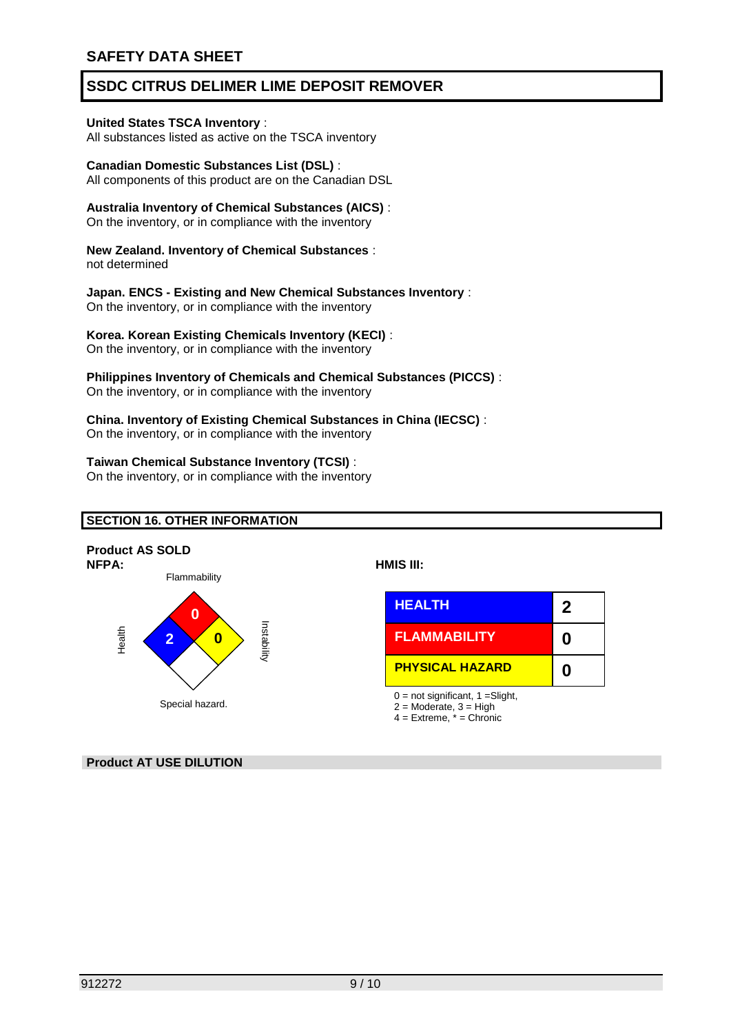**United States TSCA Inventory** :
All substances listed as active on the TSCA inventory

**Canadian Domestic Substances List (DSL)** :
All components of this product are on the Canadian DSL

**Australia Inventory of Chemical Substances (AICS)** :
On the inventory, or in compliance with the inventory

**New Zealand. Inventory of Chemical Substances** :
not determined

**Japan. ENCS - Existing and New Chemical Substances Inventory** :
On the inventory, or in compliance with the inventory

**Korea. Korean Existing Chemicals Inventory (KECI)** :
On the inventory, or in compliance with the inventory

**Philippines Inventory of Chemicals and Chemical Substances (PICCS)** :
On the inventory, or in compliance with the inventory

**China. Inventory of Existing Chemical Substances in China (IECSC)** :
On the inventory, or in compliance with the inventory

**Taiwan Chemical Substance Inventory (TCSI)** :
On the inventory, or in compliance with the inventory

## SECTION 16. OTHER INFORMATION

**Product AS SOLD**

**NFPA:**

| Health | Flammability | Instability | Special hazard. |
|---|---|---|---|
| 2 | 0 | 0 | |

**HMIS III:**

| | |
|---|---|
| HEALTH | 2 |
| FLAMMABILITY | 0 |
| PHYSICAL HAZARD | 0 |

0 = not significant, 1 =Slight,
2 = Moderate, 3 = High
4 = Extreme, * = Chronic

**Product AT USE DILUTION**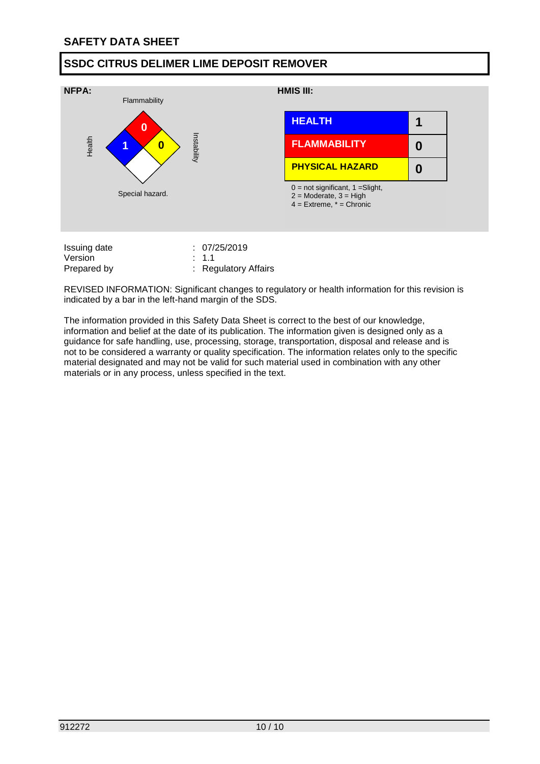## SSDC CITRUS DELIMER LIME DEPOSIT REMOVER

**NFPA:**

Flammability: 0

Health: 1

Instability: 0

Special hazard.

**HMIS III:**

| | |
|---|---|
| **HEALTH** | **1** |
| **FLAMMABILITY** | **0** |
| **PHYSICAL HAZARD** | **0** |

0 = not significant, 1 =Slight,
2 = Moderate, 3 = High
4 = Extreme, * = Chronic

| | |
|---|---|
| Issuing date | : 07/25/2019 |
| Version | : 1.1 |
| Prepared by | : Regulatory Affairs |

REVISED INFORMATION: Significant changes to regulatory or health information for this revision is indicated by a bar in the left-hand margin of the SDS.

The information provided in this Safety Data Sheet is correct to the best of our knowledge, information and belief at the date of its publication. The information given is designed only as a guidance for safe handling, use, processing, storage, transportation, disposal and release and is not to be considered a warranty or quality specification. The information relates only to the specific material designated and may not be valid for such material used in combination with any other materials or in any process, unless specified in the text.